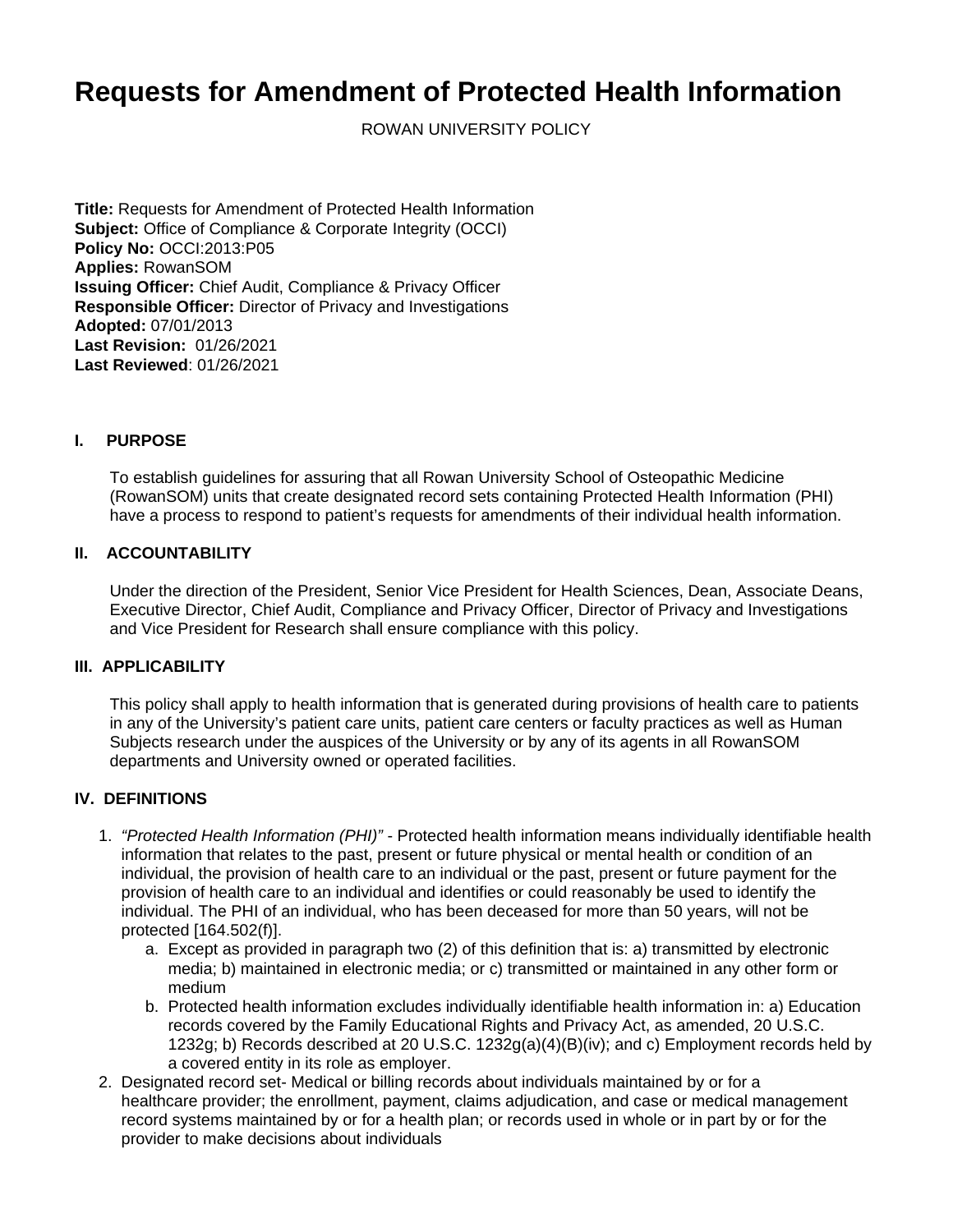# Requests for Amendment of Protected Health Information

ROWAN UNIVERSITY POLICY

**Title:** Requests for Amendment of Protected Health Information
**Subject:** Office of Compliance & Corporate Integrity (OCCI)
**Policy No:** OCCI:2013:P05
**Applies:** RowanSOM
**Issuing Officer:** Chief Audit, Compliance & Privacy Officer
**Responsible Officer:** Director of Privacy and Investigations
**Adopted:** 07/01/2013
**Last Revision:** 01/26/2021
**Last Reviewed**: 01/26/2021

## I. PURPOSE

To establish guidelines for assuring that all Rowan University School of Osteopathic Medicine (RowanSOM) units that create designated record sets containing Protected Health Information (PHI) have a process to respond to patient's requests for amendments of their individual health information.

## II. ACCOUNTABILITY

Under the direction of the President, Senior Vice President for Health Sciences, Dean, Associate Deans, Executive Director, Chief Audit, Compliance and Privacy Officer, Director of Privacy and Investigations and Vice President for Research shall ensure compliance with this policy.

## III. APPLICABILITY

This policy shall apply to health information that is generated during provisions of health care to patients in any of the University's patient care units, patient care centers or faculty practices as well as Human Subjects research under the auspices of the University or by any of its agents in all RowanSOM departments and University owned or operated facilities.

## IV. DEFINITIONS

1. *"Protected Health Information (PHI)"* - Protected health information means individually identifiable health information that relates to the past, present or future physical or mental health or condition of an individual, the provision of health care to an individual or the past, present or future payment for the provision of health care to an individual and identifies or could reasonably be used to identify the individual. The PHI of an individual, who has been deceased for more than 50 years, will not be protected [164.502(f)].
    a. Except as provided in paragraph two (2) of this definition that is: a) transmitted by electronic media; b) maintained in electronic media; or c) transmitted or maintained in any other form or medium
    b. Protected health information excludes individually identifiable health information in: a) Education records covered by the Family Educational Rights and Privacy Act, as amended, 20 U.S.C. 1232g; b) Records described at 20 U.S.C. 1232g(a)(4)(B)(iv); and c) Employment records held by a covered entity in its role as employer.
2. Designated record set- Medical or billing records about individuals maintained by or for a healthcare provider; the enrollment, payment, claims adjudication, and case or medical management record systems maintained by or for a health plan; or records used in whole or in part by or for the provider to make decisions about individuals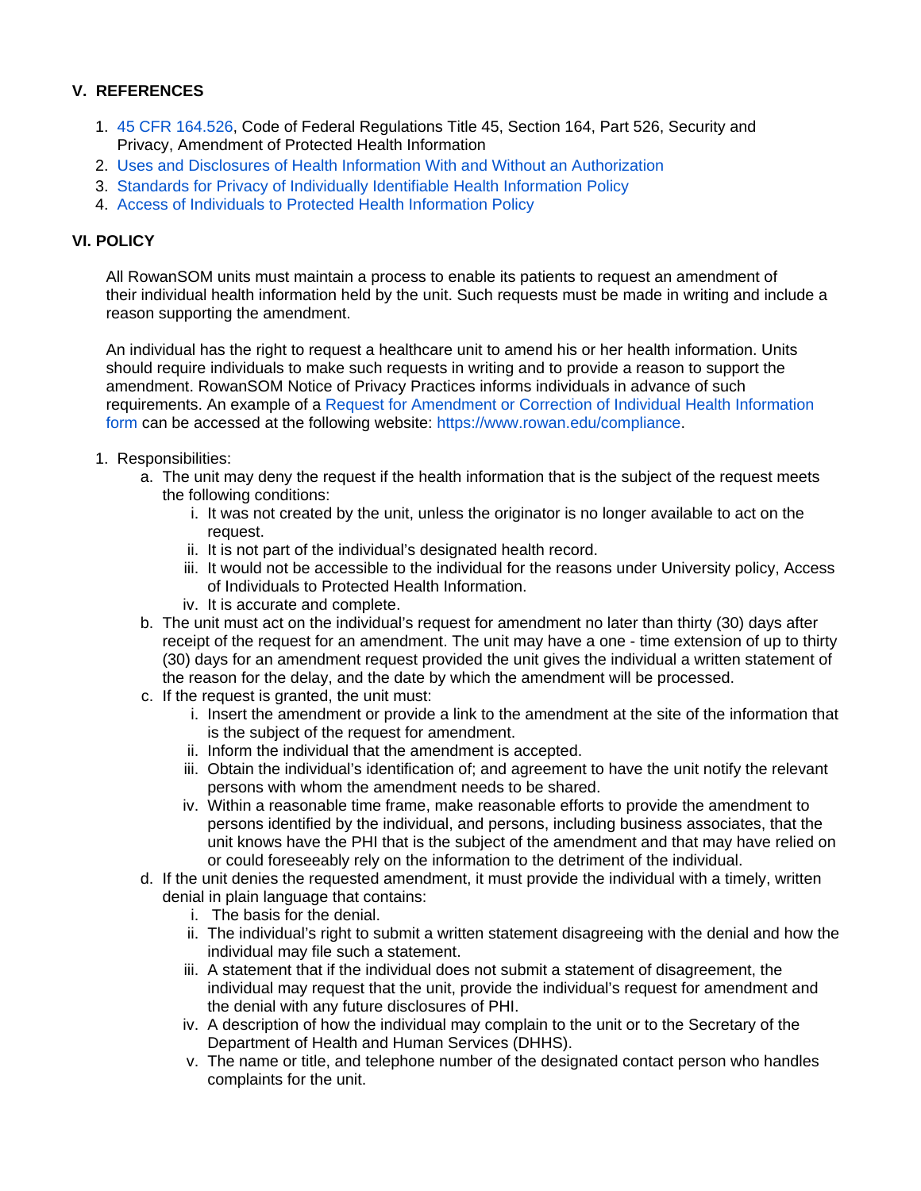## V. REFERENCES

1. 45 CFR 164.526, Code of Federal Regulations Title 45, Section 164, Part 526, Security and Privacy, Amendment of Protected Health Information
2. Uses and Disclosures of Health Information With and Without an Authorization
3. Standards for Privacy of Individually Identifiable Health Information Policy
4. Access of Individuals to Protected Health Information Policy

## VI. POLICY

All RowanSOM units must maintain a process to enable its patients to request an amendment of their individual health information held by the unit. Such requests must be made in writing and include a reason supporting the amendment.

An individual has the right to request a healthcare unit to amend his or her health information. Units should require individuals to make such requests in writing and to provide a reason to support the amendment. RowanSOM Notice of Privacy Practices informs individuals in advance of such requirements. An example of a Request for Amendment or Correction of Individual Health Information form can be accessed at the following website: https://www.rowan.edu/compliance.

1. Responsibilities:
   a. The unit may deny the request if the health information that is the subject of the request meets the following conditions:
      i. It was not created by the unit, unless the originator is no longer available to act on the request.
      ii. It is not part of the individual's designated health record.
      iii. It would not be accessible to the individual for the reasons under University policy, Access of Individuals to Protected Health Information.
      iv. It is accurate and complete.

   b. The unit must act on the individual's request for amendment no later than thirty (30) days after receipt of the request for an amendment. The unit may have a one - time extension of up to thirty (30) days for an amendment request provided the unit gives the individual a written statement of the reason for the delay, and the date by which the amendment will be processed.

   c. If the request is granted, the unit must:
      i. Insert the amendment or provide a link to the amendment at the site of the information that is the subject of the request for amendment.
      ii. Inform the individual that the amendment is accepted.
      iii. Obtain the individual's identification of; and agreement to have the unit notify the relevant persons with whom the amendment needs to be shared.
      iv. Within a reasonable time frame, make reasonable efforts to provide the amendment to persons identified by the individual, and persons, including business associates, that the unit knows have the PHI that is the subject of the amendment and that may have relied on or could foreseeably rely on the information to the detriment of the individual.

   d. If the unit denies the requested amendment, it must provide the individual with a timely, written denial in plain language that contains:
      i. The basis for the denial.
      ii. The individual's right to submit a written statement disagreeing with the denial and how the individual may file such a statement.
      iii. A statement that if the individual does not submit a statement of disagreement, the individual may request that the unit, provide the individual's request for amendment and the denial with any future disclosures of PHI.
      iv. A description of how the individual may complain to the unit or to the Secretary of the Department of Health and Human Services (DHHS).
      v. The name or title, and telephone number of the designated contact person who handles complaints for the unit.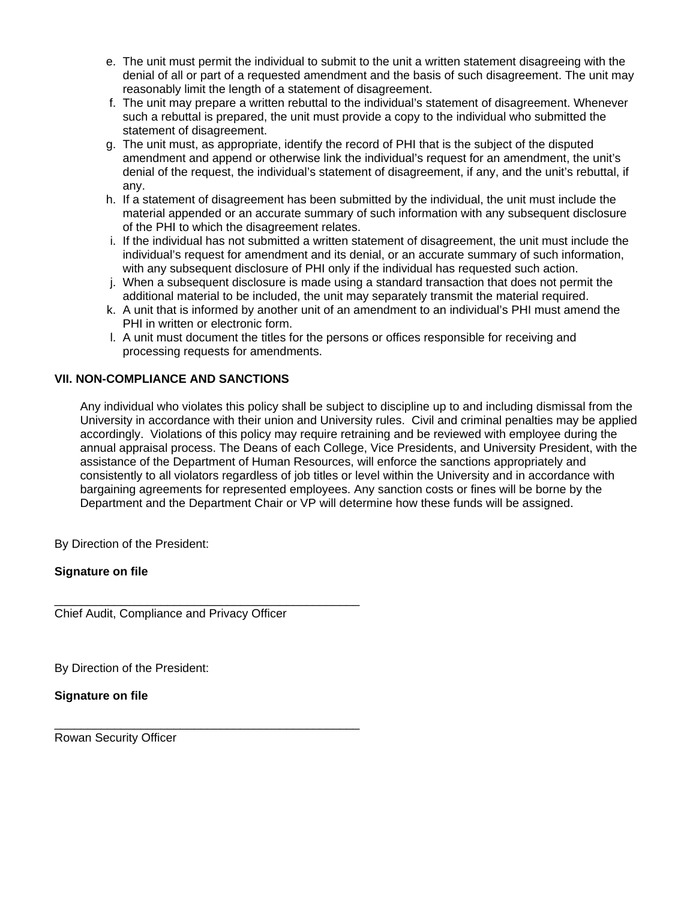e. The unit must permit the individual to submit to the unit a written statement disagreeing with the denial of all or part of a requested amendment and the basis of such disagreement. The unit may reasonably limit the length of a statement of disagreement.
f. The unit may prepare a written rebuttal to the individual's statement of disagreement. Whenever such a rebuttal is prepared, the unit must provide a copy to the individual who submitted the statement of disagreement.
g. The unit must, as appropriate, identify the record of PHI that is the subject of the disputed amendment and append or otherwise link the individual's request for an amendment, the unit's denial of the request, the individual's statement of disagreement, if any, and the unit's rebuttal, if any.
h. If a statement of disagreement has been submitted by the individual, the unit must include the material appended or an accurate summary of such information with any subsequent disclosure of the PHI to which the disagreement relates.
i. If the individual has not submitted a written statement of disagreement, the unit must include the individual's request for amendment and its denial, or an accurate summary of such information, with any subsequent disclosure of PHI only if the individual has requested such action.
j. When a subsequent disclosure is made using a standard transaction that does not permit the additional material to be included, the unit may separately transmit the material required.
k. A unit that is informed by another unit of an amendment to an individual's PHI must amend the PHI in written or electronic form.
l. A unit must document the titles for the persons or offices responsible for receiving and processing requests for amendments.

## VII. NON-COMPLIANCE AND SANCTIONS

Any individual who violates this policy shall be subject to discipline up to and including dismissal from the University in accordance with their union and University rules. Civil and criminal penalties may be applied accordingly. Violations of this policy may require retraining and be reviewed with employee during the annual appraisal process. The Deans of each College, Vice Presidents, and University President, with the assistance of the Department of Human Resources, will enforce the sanctions appropriately and consistently to all violators regardless of job titles or level within the University and in accordance with bargaining agreements for represented employees. Any sanction costs or fines will be borne by the Department and the Department Chair or VP will determine how these funds will be assigned.

By Direction of the President:

**Signature on file**

_______________________________________________
Chief Audit, Compliance and Privacy Officer

By Direction of the President:

**Signature on file**

_______________________________________________
Rowan Security Officer